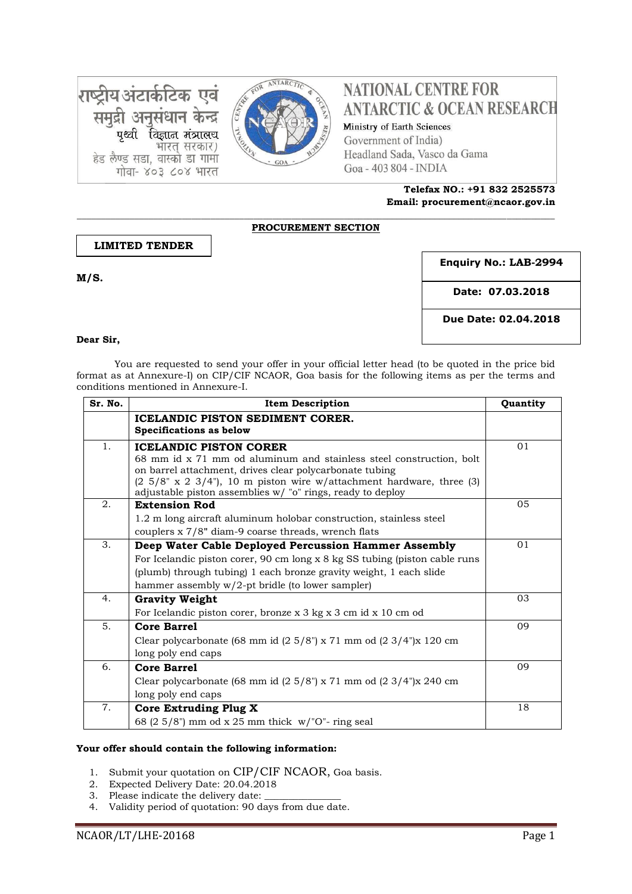राष्ट्रीय अंटार्कटिक एवं समुद्री अनुसंधान केन्द्र
पृथ्वी विज्ञान मंत्रालय
भारत सरकार)
हेड लैण्ड सडा, वास्को डा गामा
गोवा- ४०३ ८०४ भारत

# NATIONAL CENTRE FOR ANTARCTIC & OCEAN RESEARCH

Ministry of Earth Sciences
Government of India)
Headland Sada, Vasco da Gama
Goa - 403 804 - INDIA

**Telefax NO.: +91 832 2525573**
**Email: procurement@ncaor.gov.in**

**PROCUREMENT SECTION**

**LIMITED TENDER**

**Enquiry No.: LAB-2994**

**Date: 07.03.2018**

**Due Date: 02.04.2018**

**M/S.**

**Dear Sir,**

You are requested to send your offer in your official letter head (to be quoted in the price bid format as at Annexure-I) on CIP/CIF NCAOR, Goa basis for the following items as per the terms and conditions mentioned in Annexure-I.

| Sr. No. | Item Description | Quantity |
|---|---|---|
| | **ICELANDIC PISTON SEDIMENT CORER.** **Specifications as below** | |
| 1. | **ICELANDIC PISTON CORER** 68 mm id x 71 mm od aluminum and stainless steel construction, bolt on barrel attachment, drives clear polycarbonate tubing (2 5/8" x 2 3/4"), 10 m piston wire w/attachment hardware, three (3) adjustable piston assemblies w/ "o" rings, ready to deploy | 01 |
| 2. | **Extension Rod** 1.2 m long aircraft aluminum holobar construction, stainless steel couplers x 7/8" diam-9 coarse threads, wrench flats | 05 |
| 3. | **Deep Water Cable Deployed Percussion Hammer Assembly** For Icelandic piston corer, 90 cm long x 8 kg SS tubing (piston cable runs (plumb) through tubing) 1 each bronze gravity weight, 1 each slide hammer assembly w/2-pt bridle (to lower sampler) | 01 |
| 4. | **Gravity Weight** For Icelandic piston corer, bronze x 3 kg x 3 cm id x 10 cm od | 03 |
| 5. | **Core Barrel** Clear polycarbonate (68 mm id (2 5/8") x 71 mm od (2 3/4")x 120 cm long poly end caps | 09 |
| 6. | **Core Barrel** Clear polycarbonate (68 mm id (2 5/8") x 71 mm od (2 3/4")x 240 cm long poly end caps | 09 |
| 7. | **Core Extruding Plug X** 68 (2 5/8") mm od x 25 mm thick w/"O"- ring seal | 18 |

**Your offer should contain the following information:**

1. Submit your quotation on CIP/CIF NCAOR, Goa basis.
2. Expected Delivery Date: 20.04.2018
3. Please indicate the delivery date: _______________
4. Validity period of quotation: 90 days from due date.

NCAOR/LT/LHE-20168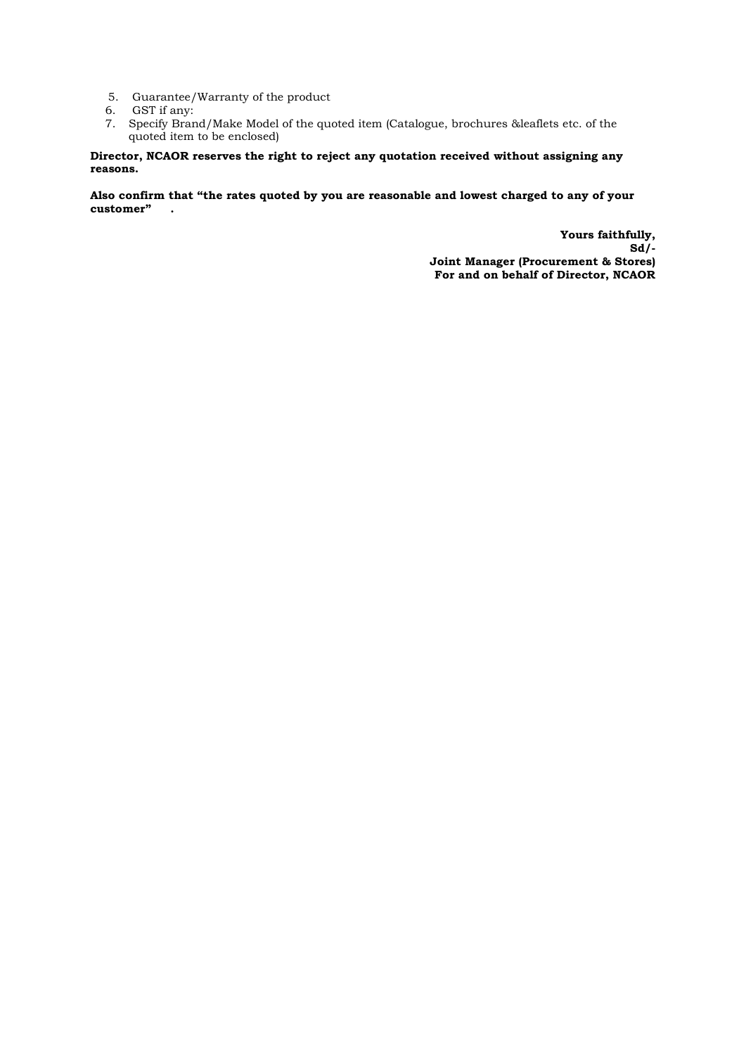5. Guarantee/Warranty of the product
6. GST if any:
7. Specify Brand/Make Model of the quoted item (Catalogue, brochures &leaflets etc. of the quoted item to be enclosed)

**Director, NCAOR reserves the right to reject any quotation received without assigning any reasons.**

**Also confirm that "the rates quoted by you are reasonable and lowest charged to any of your customer" .**

**Yours faithfully,**
**Sd/-**
**Joint Manager (Procurement & Stores)**
**For and on behalf of Director, NCAOR**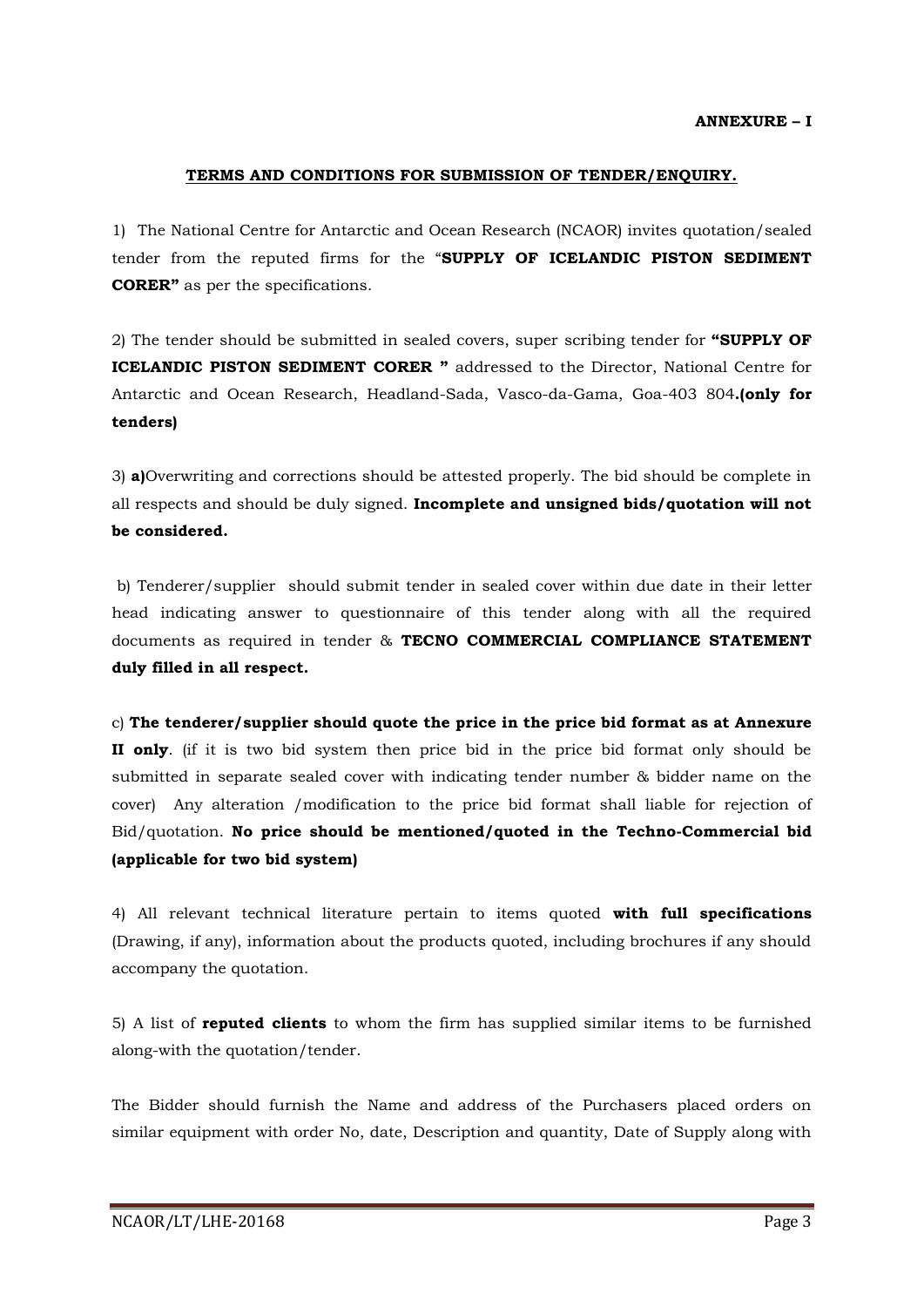**ANNEXURE – I**

**TERMS AND CONDITIONS FOR SUBMISSION OF TENDER/ENQUIRY.**

1) The National Centre for Antarctic and Ocean Research (NCAOR) invites quotation/sealed tender from the reputed firms for the "**SUPPLY OF ICELANDIC PISTON SEDIMENT CORER"** as per the specifications.

2) The tender should be submitted in sealed covers, super scribing tender for **"SUPPLY OF ICELANDIC PISTON SEDIMENT CORER "** addressed to the Director, National Centre for Antarctic and Ocean Research, Headland-Sada, Vasco-da-Gama, Goa-403 804**.(only for tenders)**

3) **a)**Overwriting and corrections should be attested properly. The bid should be complete in all respects and should be duly signed. **Incomplete and unsigned bids/quotation will not be considered.**

b) Tenderer/supplier should submit tender in sealed cover within due date in their letter head indicating answer to questionnaire of this tender along with all the required documents as required in tender & **TECNO COMMERCIAL COMPLIANCE STATEMENT duly filled in all respect.**

c) **The tenderer/supplier should quote the price in the price bid format as at Annexure II only**. (if it is two bid system then price bid in the price bid format only should be submitted in separate sealed cover with indicating tender number & bidder name on the cover) Any alteration /modification to the price bid format shall liable for rejection of Bid/quotation. **No price should be mentioned/quoted in the Techno-Commercial bid (applicable for two bid system)**

4) All relevant technical literature pertain to items quoted **with full specifications** (Drawing, if any), information about the products quoted, including brochures if any should accompany the quotation.

5) A list of **reputed clients** to whom the firm has supplied similar items to be furnished along-with the quotation/tender.

The Bidder should furnish the Name and address of the Purchasers placed orders on similar equipment with order No, date, Description and quantity, Date of Supply along with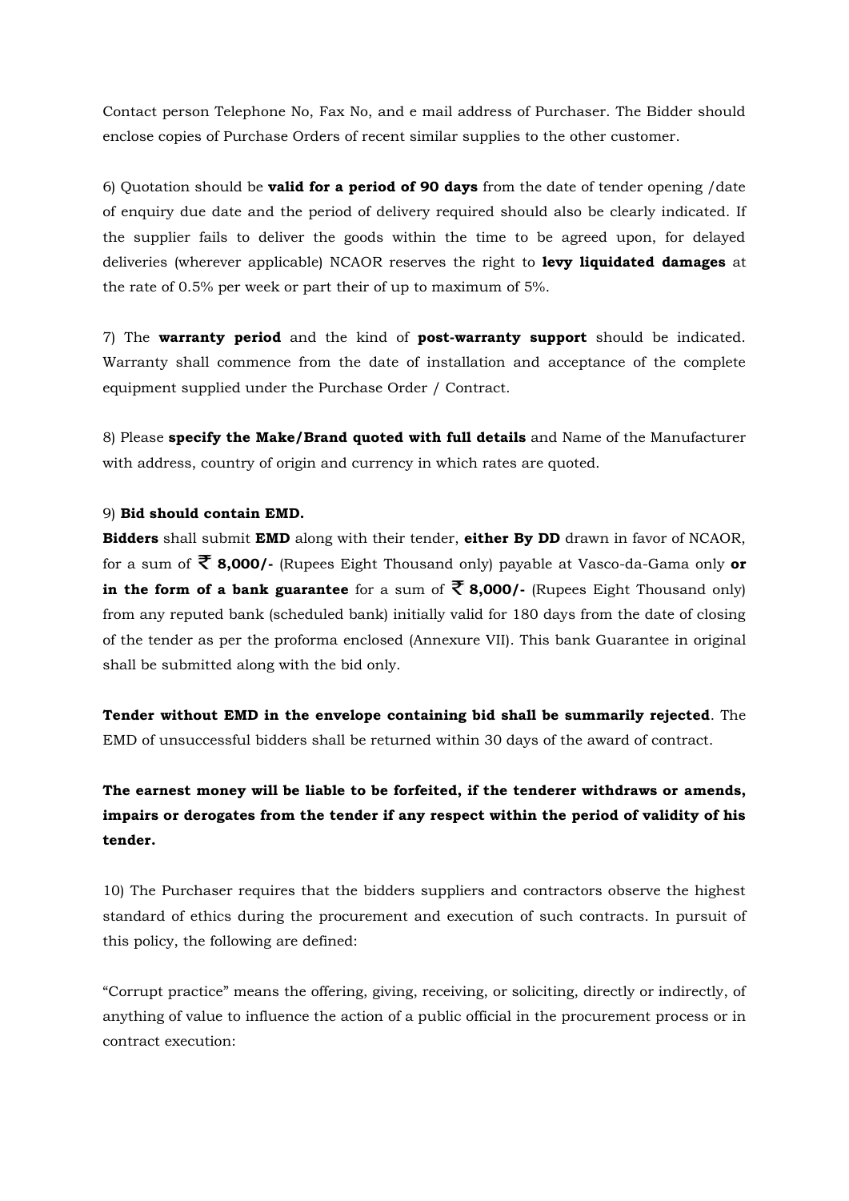Contact person Telephone No, Fax No, and e mail address of Purchaser. The Bidder should enclose copies of Purchase Orders of recent similar supplies to the other customer.

6) Quotation should be **valid for a period of 90 days** from the date of tender opening /date of enquiry due date and the period of delivery required should also be clearly indicated. If the supplier fails to deliver the goods within the time to be agreed upon, for delayed deliveries (wherever applicable) NCAOR reserves the right to **levy liquidated damages** at the rate of 0.5% per week or part their of up to maximum of 5%.

7) The **warranty period** and the kind of **post-warranty support** should be indicated. Warranty shall commence from the date of installation and acceptance of the complete equipment supplied under the Purchase Order / Contract.

8) Please **specify the Make/Brand quoted with full details** and Name of the Manufacturer with address, country of origin and currency in which rates are quoted.

9) **Bid should contain EMD.**

**Bidders** shall submit **EMD** along with their tender, **either By DD** drawn in favor of NCAOR, for a sum of **₹ 8,000/-** (Rupees Eight Thousand only) payable at Vasco-da-Gama only **or in the form of a bank guarantee** for a sum of **₹ 8,000/-** (Rupees Eight Thousand only) from any reputed bank (scheduled bank) initially valid for 180 days from the date of closing of the tender as per the proforma enclosed (Annexure VII). This bank Guarantee in original shall be submitted along with the bid only.

**Tender without EMD in the envelope containing bid shall be summarily rejected**. The EMD of unsuccessful bidders shall be returned within 30 days of the award of contract.

**The earnest money will be liable to be forfeited, if the tenderer withdraws or amends, impairs or derogates from the tender if any respect within the period of validity of his tender.**

10) The Purchaser requires that the bidders suppliers and contractors observe the highest standard of ethics during the procurement and execution of such contracts. In pursuit of this policy, the following are defined:

"Corrupt practice" means the offering, giving, receiving, or soliciting, directly or indirectly, of anything of value to influence the action of a public official in the procurement process or in contract execution: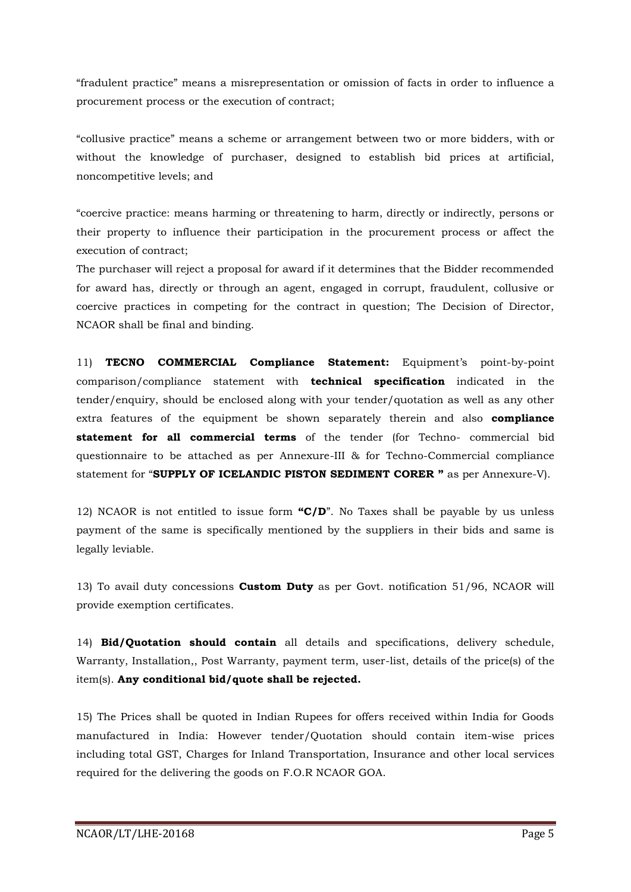"fradulent practice" means a misrepresentation or omission of facts in order to influence a procurement process or the execution of contract;

"collusive practice" means a scheme or arrangement between two or more bidders, with or without the knowledge of purchaser, designed to establish bid prices at artificial, noncompetitive levels; and

"coercive practice: means harming or threatening to harm, directly or indirectly, persons or their property to influence their participation in the procurement process or affect the execution of contract;

The purchaser will reject a proposal for award if it determines that the Bidder recommended for award has, directly or through an agent, engaged in corrupt, fraudulent, collusive or coercive practices in competing for the contract in question; The Decision of Director, NCAOR shall be final and binding.

11) **TECNO COMMERCIAL Compliance Statement:** Equipment's point-by-point comparison/compliance statement with **technical specification** indicated in the tender/enquiry, should be enclosed along with your tender/quotation as well as any other extra features of the equipment be shown separately therein and also **compliance statement for all commercial terms** of the tender (for Techno- commercial bid questionnaire to be attached as per Annexure-III & for Techno-Commercial compliance statement for "**SUPPLY OF ICELANDIC PISTON SEDIMENT CORER "** as per Annexure-V).

12) NCAOR is not entitled to issue form **"C/D"**. No Taxes shall be payable by us unless payment of the same is specifically mentioned by the suppliers in their bids and same is legally leviable.

13) To avail duty concessions **Custom Duty** as per Govt. notification 51/96, NCAOR will provide exemption certificates.

14) **Bid/Quotation should contain** all details and specifications, delivery schedule, Warranty, Installation,, Post Warranty, payment term, user-list, details of the price(s) of the item(s). **Any conditional bid/quote shall be rejected.**

15) The Prices shall be quoted in Indian Rupees for offers received within India for Goods manufactured in India: However tender/Quotation should contain item-wise prices including total GST, Charges for Inland Transportation, Insurance and other local services required for the delivering the goods on F.O.R NCAOR GOA.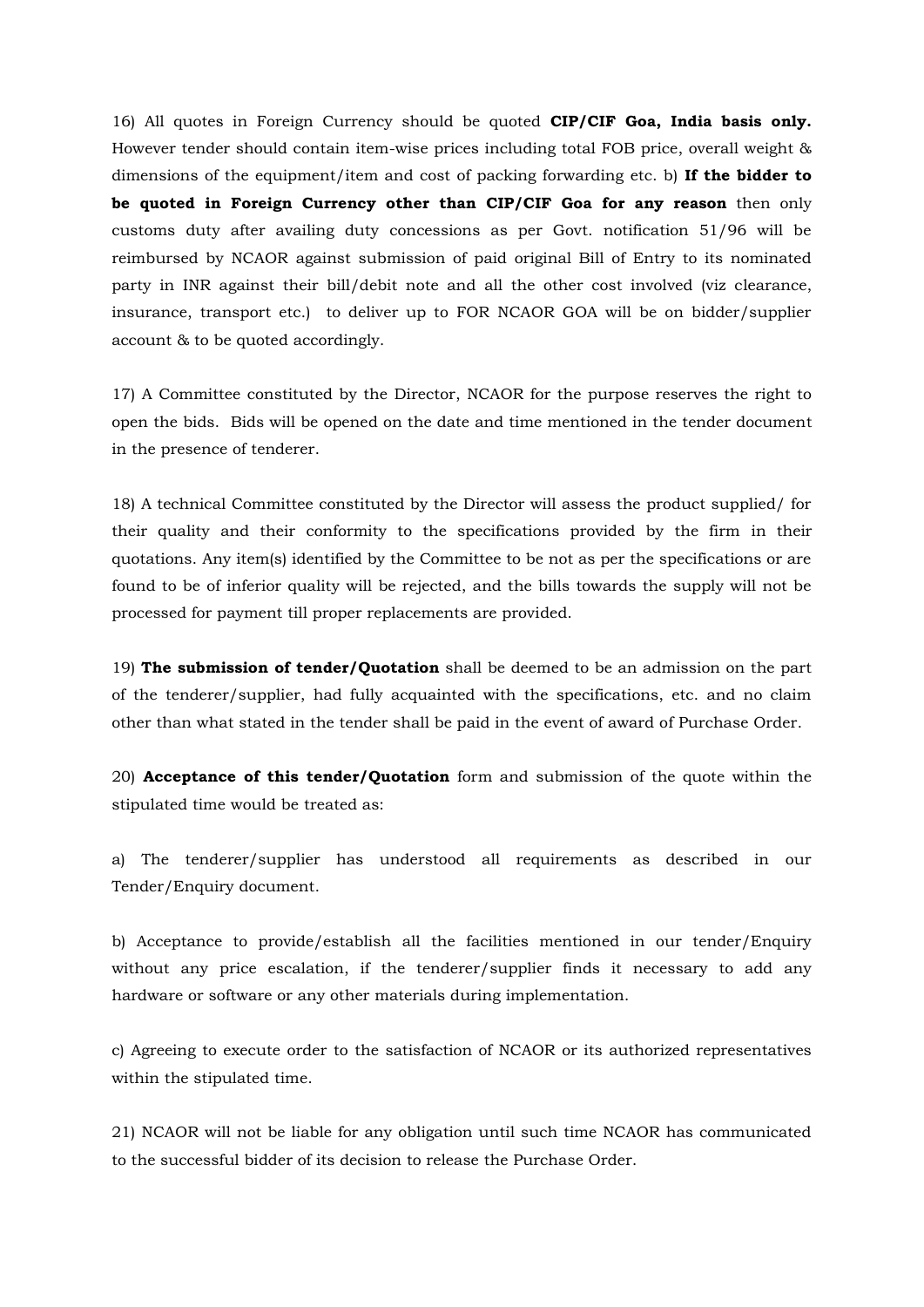16) All quotes in Foreign Currency should be quoted **CIP/CIF Goa, India basis only.** However tender should contain item-wise prices including total FOB price, overall weight & dimensions of the equipment/item and cost of packing forwarding etc. b) **If the bidder to be quoted in Foreign Currency other than CIP/CIF Goa for any reason** then only customs duty after availing duty concessions as per Govt. notification 51/96 will be reimbursed by NCAOR against submission of paid original Bill of Entry to its nominated party in INR against their bill/debit note and all the other cost involved (viz clearance, insurance, transport etc.) to deliver up to FOR NCAOR GOA will be on bidder/supplier account & to be quoted accordingly.

17) A Committee constituted by the Director, NCAOR for the purpose reserves the right to open the bids. Bids will be opened on the date and time mentioned in the tender document in the presence of tenderer.

18) A technical Committee constituted by the Director will assess the product supplied/ for their quality and their conformity to the specifications provided by the firm in their quotations. Any item(s) identified by the Committee to be not as per the specifications or are found to be of inferior quality will be rejected, and the bills towards the supply will not be processed for payment till proper replacements are provided.

19) **The submission of tender/Quotation** shall be deemed to be an admission on the part of the tenderer/supplier, had fully acquainted with the specifications, etc. and no claim other than what stated in the tender shall be paid in the event of award of Purchase Order.

20) **Acceptance of this tender/Quotation** form and submission of the quote within the stipulated time would be treated as:

a) The tenderer/supplier has understood all requirements as described in our Tender/Enquiry document.

b) Acceptance to provide/establish all the facilities mentioned in our tender/Enquiry without any price escalation, if the tenderer/supplier finds it necessary to add any hardware or software or any other materials during implementation.

c) Agreeing to execute order to the satisfaction of NCAOR or its authorized representatives within the stipulated time.

21) NCAOR will not be liable for any obligation until such time NCAOR has communicated to the successful bidder of its decision to release the Purchase Order.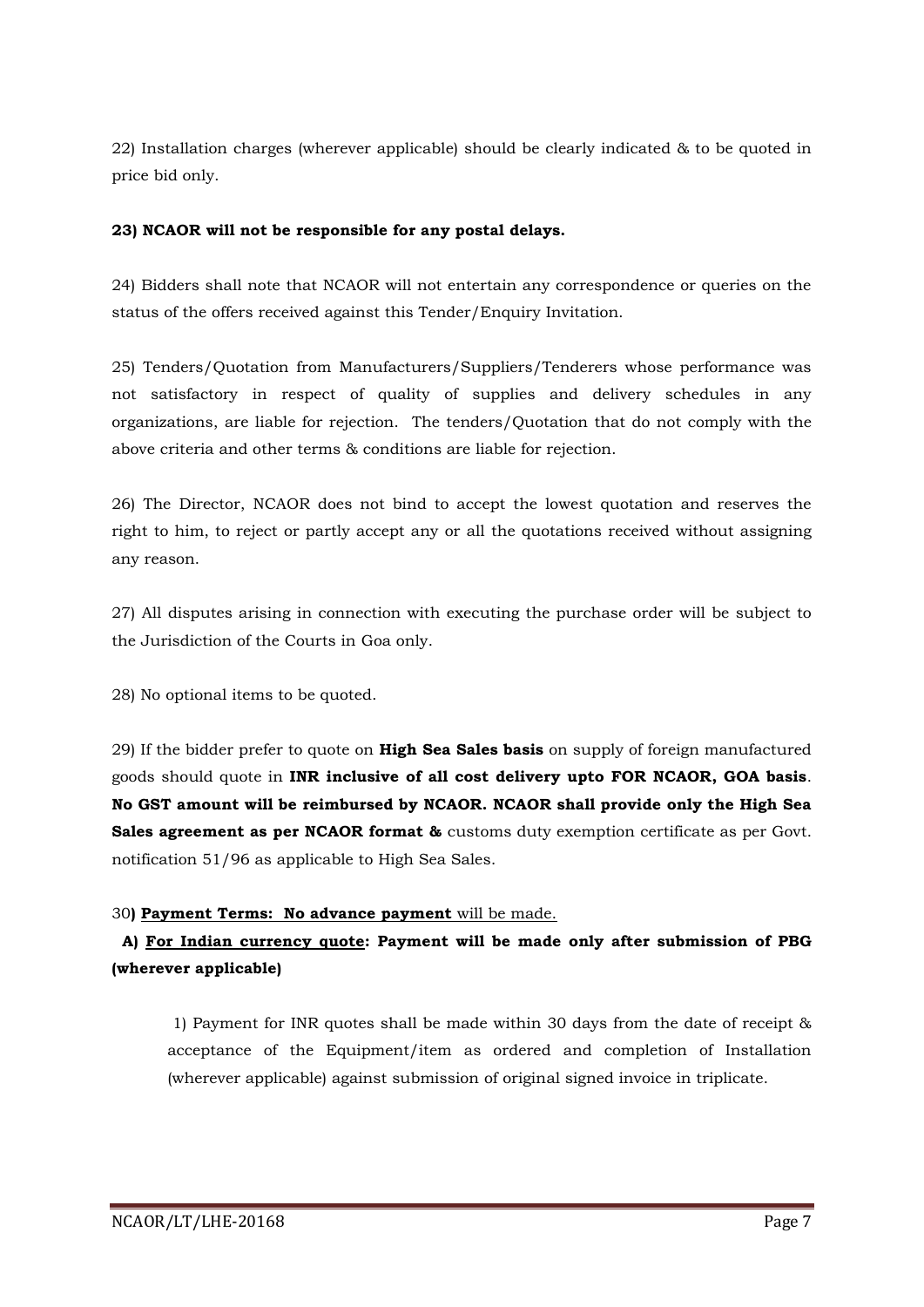22) Installation charges (wherever applicable) should be clearly indicated & to be quoted in price bid only.

**23) NCAOR will not be responsible for any postal delays.**

24) Bidders shall note that NCAOR will not entertain any correspondence or queries on the status of the offers received against this Tender/Enquiry Invitation.

25) Tenders/Quotation from Manufacturers/Suppliers/Tenderers whose performance was not satisfactory in respect of quality of supplies and delivery schedules in any organizations, are liable for rejection. The tenders/Quotation that do not comply with the above criteria and other terms & conditions are liable for rejection.

26) The Director, NCAOR does not bind to accept the lowest quotation and reserves the right to him, to reject or partly accept any or all the quotations received without assigning any reason.

27) All disputes arising in connection with executing the purchase order will be subject to the Jurisdiction of the Courts in Goa only.

28) No optional items to be quoted.

29) If the bidder prefer to quote on **High Sea Sales basis** on supply of foreign manufactured goods should quote in **INR inclusive of all cost delivery upto FOR NCAOR, GOA basis**. **No GST amount will be reimbursed by NCAOR. NCAOR shall provide only the High Sea Sales agreement as per NCAOR format &** customs duty exemption certificate as per Govt. notification 51/96 as applicable to High Sea Sales.

30**) <u>Payment Terms: No advance payment</u>** <u>will be made.</u>

**A) <u>For Indian currency quote</u>: Payment will be made only after submission of PBG (wherever applicable)**

1) Payment for INR quotes shall be made within 30 days from the date of receipt & acceptance of the Equipment/item as ordered and completion of Installation (wherever applicable) against submission of original signed invoice in triplicate.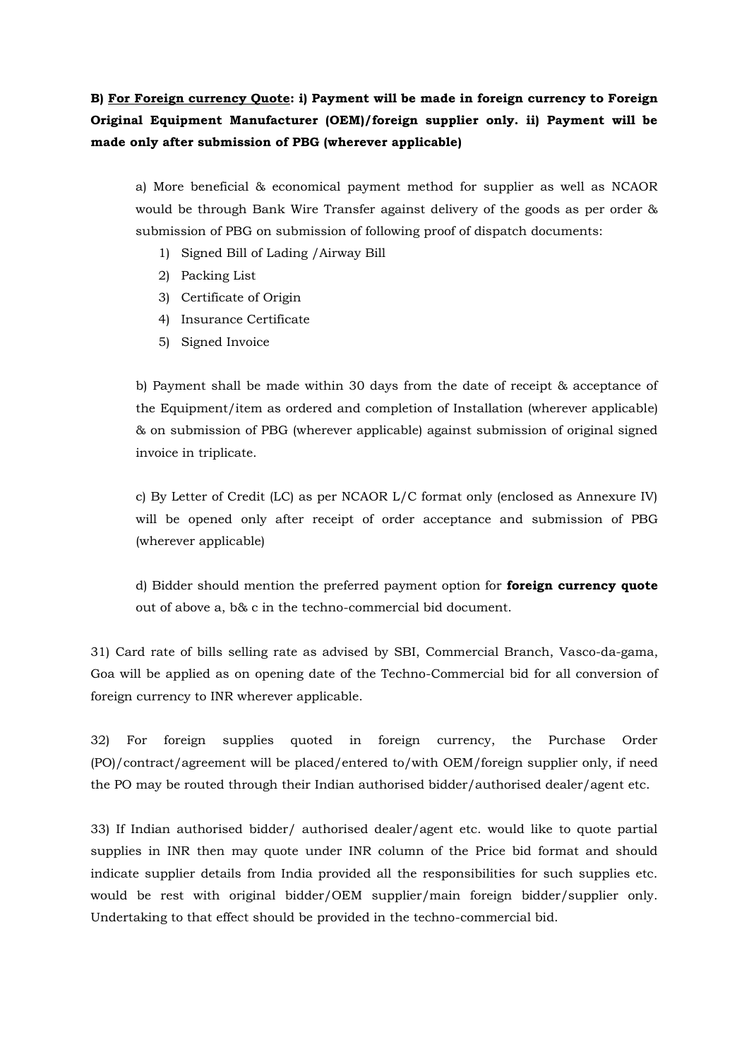**B) <u>For Foreign currency Quote</u>: i) Payment will be made in foreign currency to Foreign Original Equipment Manufacturer (OEM)/foreign supplier only. ii) Payment will be made only after submission of PBG (wherever applicable)**

a) More beneficial & economical payment method for supplier as well as NCAOR would be through Bank Wire Transfer against delivery of the goods as per order & submission of PBG on submission of following proof of dispatch documents:

1) Signed Bill of Lading /Airway Bill
2) Packing List
3) Certificate of Origin
4) Insurance Certificate
5) Signed Invoice

b) Payment shall be made within 30 days from the date of receipt & acceptance of the Equipment/item as ordered and completion of Installation (wherever applicable) & on submission of PBG (wherever applicable) against submission of original signed invoice in triplicate.

c) By Letter of Credit (LC) as per NCAOR L/C format only (enclosed as Annexure IV) will be opened only after receipt of order acceptance and submission of PBG (wherever applicable)

d) Bidder should mention the preferred payment option for **foreign currency quote** out of above a, b& c in the techno-commercial bid document.

31) Card rate of bills selling rate as advised by SBI, Commercial Branch, Vasco-da-gama, Goa will be applied as on opening date of the Techno-Commercial bid for all conversion of foreign currency to INR wherever applicable.

32) For foreign supplies quoted in foreign currency, the Purchase Order (PO)/contract/agreement will be placed/entered to/with OEM/foreign supplier only, if need the PO may be routed through their Indian authorised bidder/authorised dealer/agent etc.

33) If Indian authorised bidder/ authorised dealer/agent etc. would like to quote partial supplies in INR then may quote under INR column of the Price bid format and should indicate supplier details from India provided all the responsibilities for such supplies etc. would be rest with original bidder/OEM supplier/main foreign bidder/supplier only. Undertaking to that effect should be provided in the techno-commercial bid.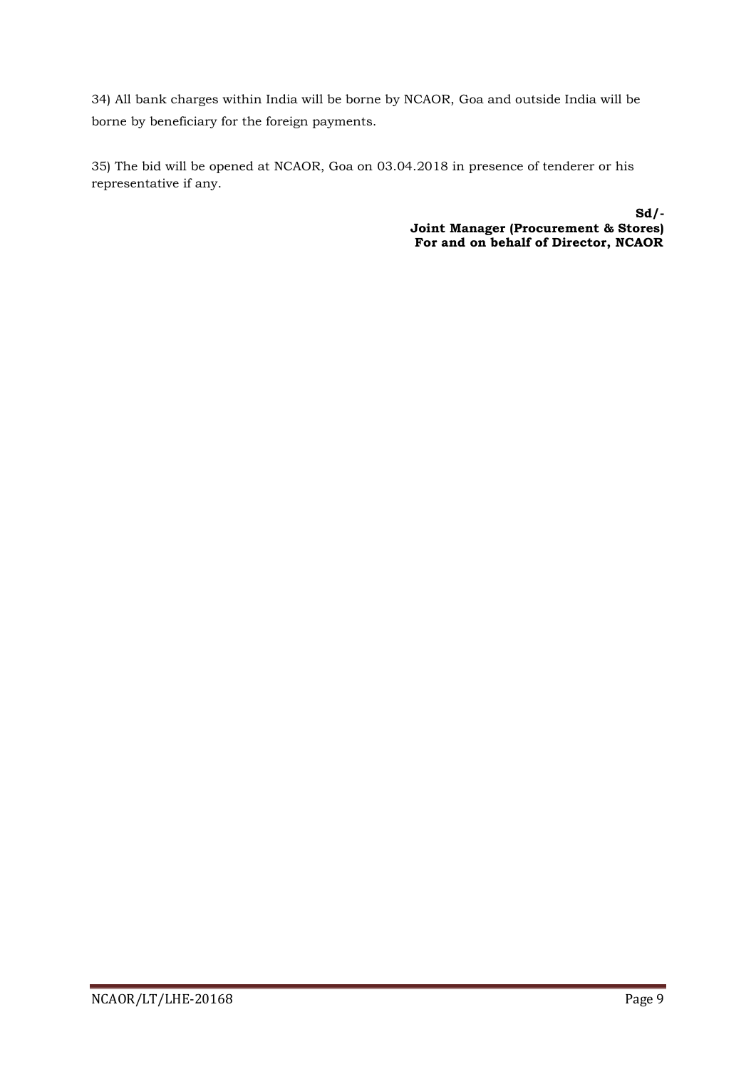34) All bank charges within India will be borne by NCAOR, Goa and outside India will be borne by beneficiary for the foreign payments.

35) The bid will be opened at NCAOR, Goa on 03.04.2018 in presence of tenderer or his representative if any.

**Sd/-**
**Joint Manager (Procurement & Stores)**
**For and on behalf of Director, NCAOR**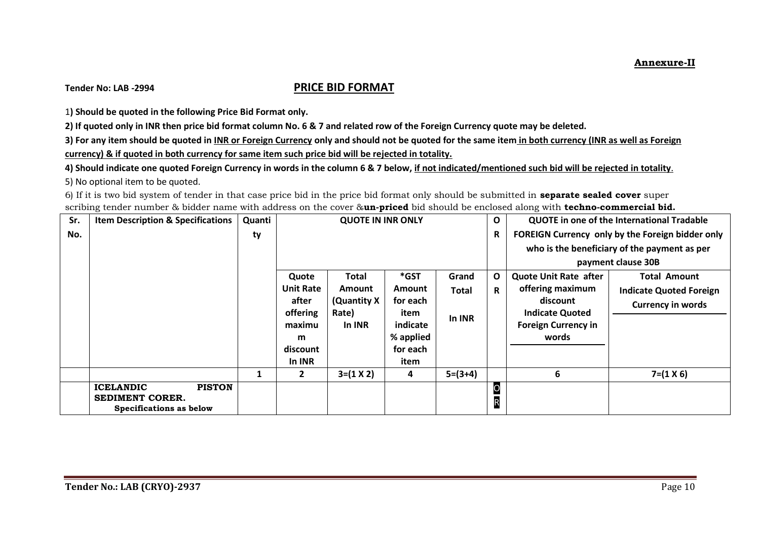**Annexure-II**

**Tender No: LAB -2994**

## PRICE BID FORMAT

1**) Should be quoted in the following Price Bid Format only.**

**2) If quoted only in INR then price bid format column No. 6 & 7 and related row of the Foreign Currency quote may be deleted.**

**3) For any item should be quoted in <u>INR or Foreign Currency</u> only and should not be quoted for the same item <u>in both currency (INR as well as Foreign currency) & if quoted in both currency for same item such price bid will be rejected in totality.</u>**

**4) Should indicate one quoted Foreign Currency in words in the column 6 & 7 below, <u>if not indicated/mentioned such bid will be rejected in totality</u>.**

5) No optional item to be quoted.

6) If it is two bid system of tender in that case price bid in the price bid format only should be submitted in **separate sealed cover** super scribing tender number & bidder name with address on the cover &**un-priced** bid should be enclosed along with **techno-commercial bid.**

| Sr. No. | Item Description & Specifications | Quantity | QUOTE IN INR ONLY | | | | OR | QUOTE in one of the International Tradable FOREIGN Currency only by the Foreign bidder only who is the beneficiary of the payment as per payment clause 30B | |
|---|---|---|---|---|---|---|---|---|---|
| | | | Quote Unit Rate after offering maximum discount In INR | Total Amount (Quantity X Rate) In INR | *GST Amount for each item indicate % applied for each item | Grand Total In INR | OR | Quote Unit Rate after offering maximum discount Indicate Quoted Foreign Currency in words | Total Amount Indicate Quoted Foreign Currency in words |
| | | 1 | 2 | 3=(1 X 2) | 4 | 5=(3+4) | | 6 | 7=(1 X 6) |
| | **ICELANDIC PISTON SEDIMENT CORER.** **Specifications as below** | | | | | | OR | | |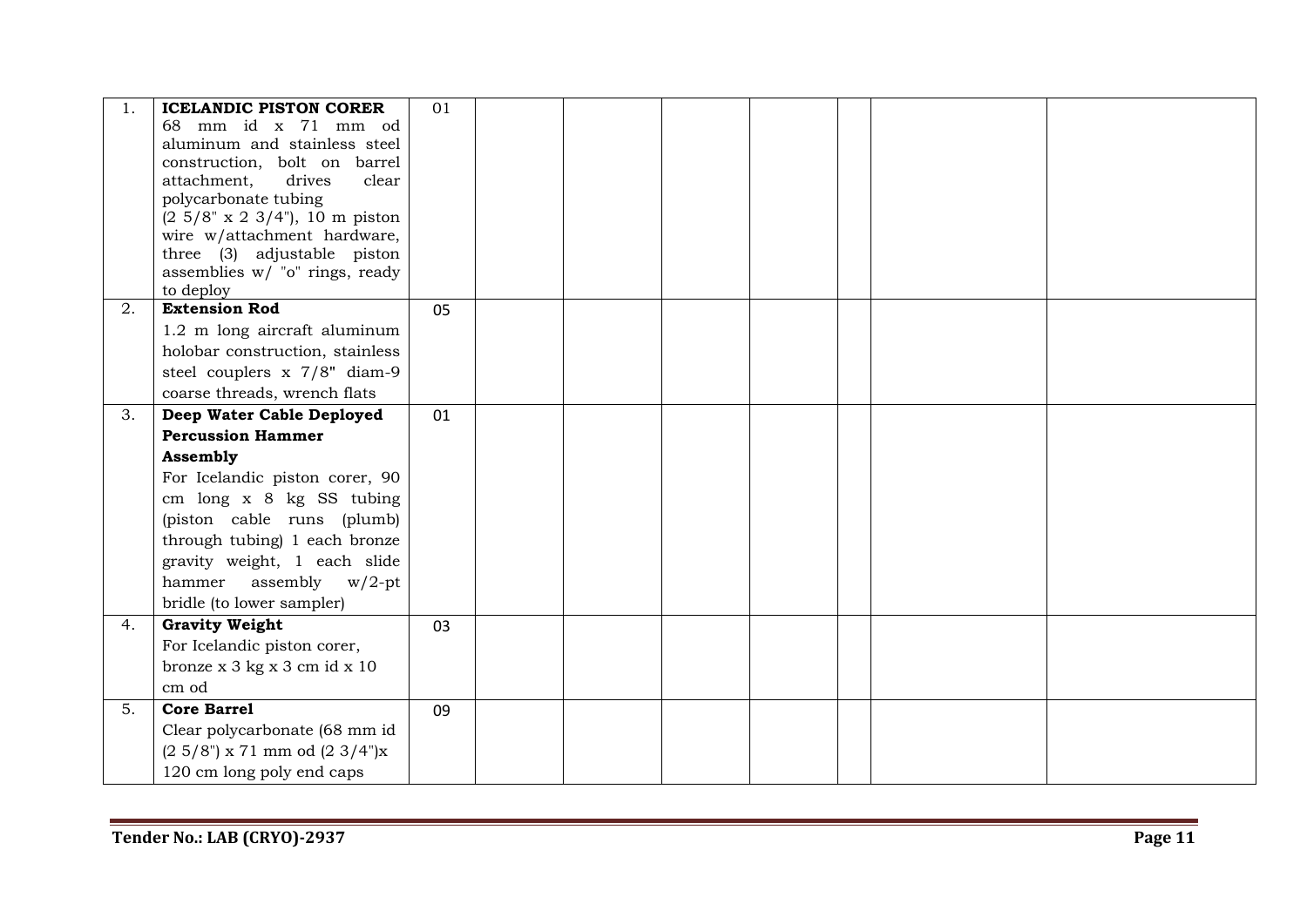| | | | | | | | | | |
|---|---|---|---|---|---|---|---|---|---|
| 1. | **ICELANDIC PISTON CORER** 68 mm id x 71 mm od aluminum and stainless steel construction, bolt on barrel attachment, drives clear polycarbonate tubing (2 5/8" x 2 3/4"), 10 m piston wire w/attachment hardware, three (3) adjustable piston assemblies w/ "o" rings, ready to deploy | 01 | | | | | | | |
| 2. | **Extension Rod** 1.2 m long aircraft aluminum holobar construction, stainless steel couplers x 7/8" diam-9 coarse threads, wrench flats | 05 | | | | | | | |
| 3. | **Deep Water Cable Deployed Percussion Hammer Assembly** For Icelandic piston corer, 90 cm long x 8 kg SS tubing (piston cable runs (plumb) through tubing) 1 each bronze gravity weight, 1 each slide hammer assembly w/2-pt bridle (to lower sampler) | 01 | | | | | | | |
| 4. | **Gravity Weight** For Icelandic piston corer, bronze x 3 kg x 3 cm id x 10 cm od | 03 | | | | | | | |
| 5. | **Core Barrel** Clear polycarbonate (68 mm id (2 5/8") x 71 mm od (2 3/4")x 120 cm long poly end caps | 09 | | | | | | | |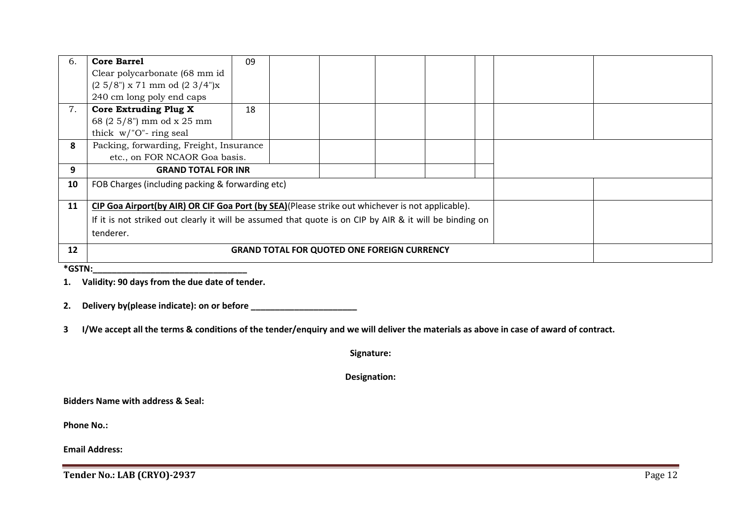| 6. | **Core Barrel** Clear polycarbonate (68 mm id (2 5/8") x 71 mm od (2 3/4")x 240 cm long poly end caps | 09 | | | | | | | |
|---|---|---|---|---|---|---|---|---|---|
| 7. | **Core Extruding Plug X** 68 (2 5/8") mm od x 25 mm thick w/"O"- ring seal | 18 | | | | | | | |
| **8** | Packing, forwarding, Freight, Insurance etc., on FOR NCAOR Goa basis. | | | | | | | | |
| **9** | **GRAND TOTAL FOR INR** | | | | | | | | |
| **10** | FOB Charges (including packing & forwarding etc) | | | | | | | | |
| **11** | **CIP Goa Airport(by AIR) OR CIF Goa Port (by SEA)**(Please strike out whichever is not applicable). If it is not striked out clearly it will be assumed that quote is on CIP by AIR & it will be binding on tenderer. | | | | | | | | |
| **12** | **GRAND TOTAL FOR QUOTED ONE FOREIGN CURRENCY** | | | | | | | | |

**\*GSTN:________________________________**

1. **Validity: 90 days from the due date of tender.**

2. **Delivery by(please indicate): on or before ______________________**

3 **I/We accept all the terms & conditions of the tender/enquiry and we will deliver the materials as above in case of award of contract.**

**Signature:**

**Designation:**

**Bidders Name with address & Seal:**

**Phone No.:**

**Email Address:**

**Tender No.: LAB (CRYO)-2937**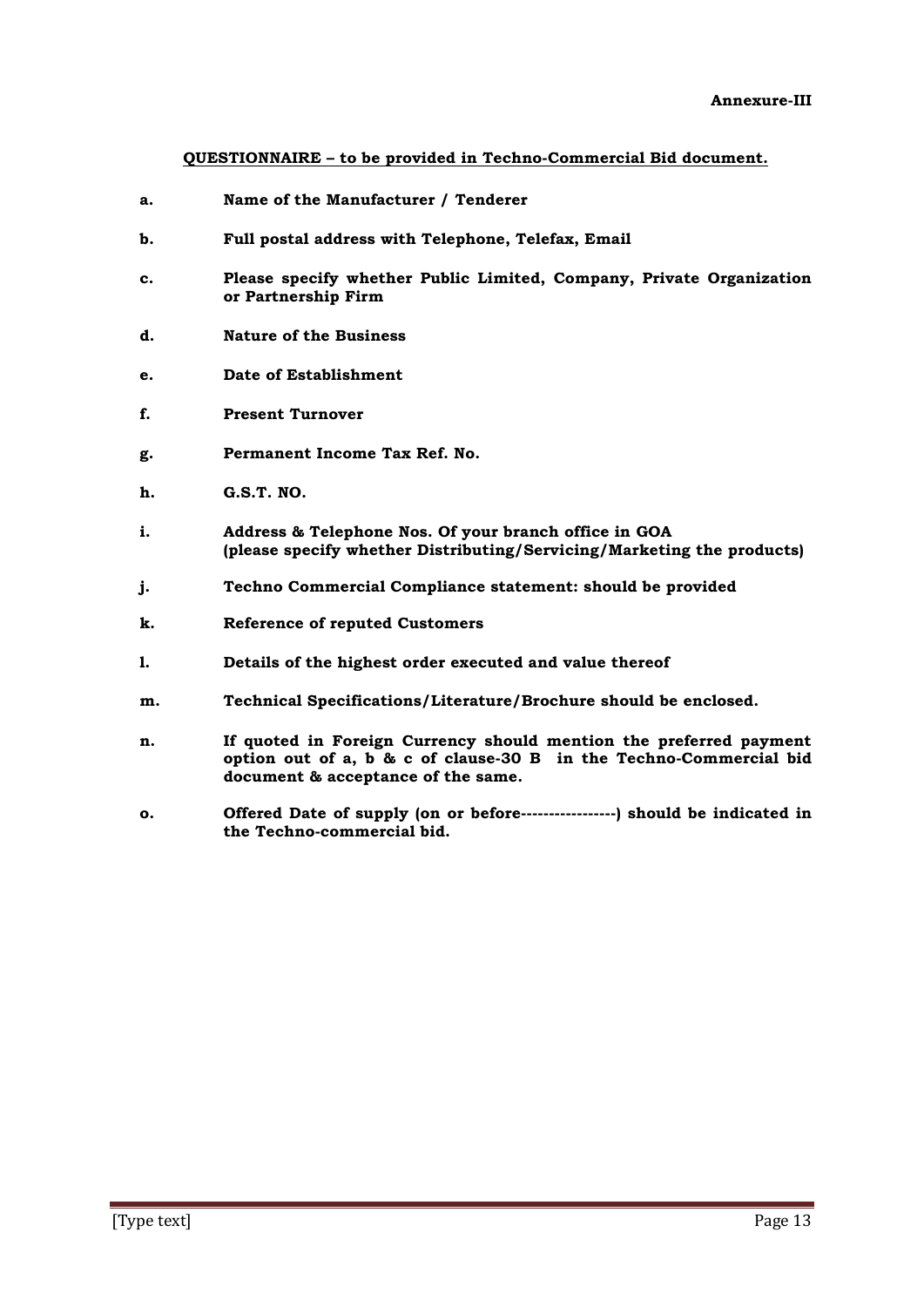**Annexure-III**

**QUESTIONNAIRE – to be provided in Techno-Commercial Bid document.**

- **a.** **Name of the Manufacturer / Tenderer**
- **b.** **Full postal address with Telephone, Telefax, Email**
- **c.** **Please specify whether Public Limited, Company, Private Organization or Partnership Firm**
- **d.** **Nature of the Business**
- **e.** **Date of Establishment**
- **f.** **Present Turnover**
- **g.** **Permanent Income Tax Ref. No.**
- **h.** **G.S.T. NO.**
- **i.** **Address & Telephone Nos. Of your branch office in GOA (please specify whether Distributing/Servicing/Marketing the products)**
- **j.** **Techno Commercial Compliance statement: should be provided**
- **k.** **Reference of reputed Customers**
- **l.** **Details of the highest order executed and value thereof**
- **m.** **Technical Specifications/Literature/Brochure should be enclosed.**
- **n.** **If quoted in Foreign Currency should mention the preferred payment option out of a, b & c of clause-30 B in the Techno-Commercial bid document & acceptance of the same.**
- **o.** **Offered Date of supply (on or before-----------------) should be indicated in the Techno-commercial bid.**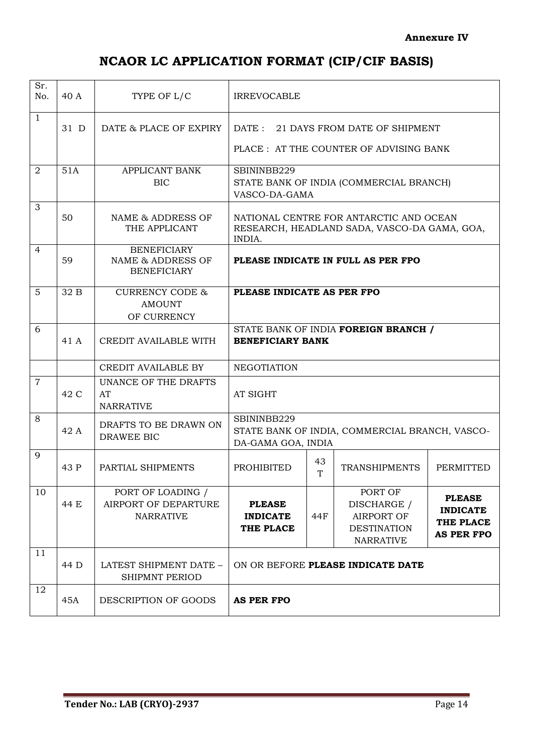**Annexure IV**

# NCAOR LC APPLICATION FORMAT (CIP/CIF BASIS)

| Sr. No. | 40 A | TYPE OF L/C | IRREVOCABLE | | | |
|---|---|---|---|---|---|---|
| 1 | 31 D | DATE & PLACE OF EXPIRY | DATE : 21 DAYS FROM DATE OF SHIPMENT<br>PLACE : AT THE COUNTER OF ADVISING BANK | | | |
| 2 | 51A | APPLICANT BANK BIC | SBININBB229<br>STATE BANK OF INDIA (COMMERCIAL BRANCH) VASCO-DA-GAMA | | | |
| 3 | 50 | NAME & ADDRESS OF THE APPLICANT | NATIONAL CENTRE FOR ANTARCTIC AND OCEAN RESEARCH, HEADLAND SADA, VASCO-DA GAMA, GOA, INDIA. | | | |
| 4 | 59 | BENEFICIARY NAME & ADDRESS OF BENEFICIARY | **PLEASE INDICATE IN FULL AS PER FPO** | | | |
| 5 | 32 B | CURRENCY CODE & AMOUNT OF CURRENCY | **PLEASE INDICATE AS PER FPO** | | | |
| 6 | 41 A | CREDIT AVAILABLE WITH | STATE BANK OF INDIA **FOREIGN BRANCH / BENEFICIARY BANK** | | | |
| | | CREDIT AVAILABLE BY | NEGOTIATION | | | |
| 7 | 42 C | UNANCE OF THE DRAFTS AT NARRATIVE | AT SIGHT | | | |
| 8 | 42 A | DRAFTS TO BE DRAWN ON DRAWEE BIC | SBININBB229<br>STATE BANK OF INDIA, COMMERCIAL BRANCH, VASCO-DA-GAMA GOA, INDIA | | | |
| 9 | 43 P | PARTIAL SHIPMENTS | PROHIBITED | 43 T | TRANSHIPMENTS | PERMITTED |
| 10 | 44 E | PORT OF LOADING / AIRPORT OF DEPARTURE NARRATIVE | **PLEASE INDICATE THE PLACE** | 44F | PORT OF DISCHARGE / AIRPORT OF DESTINATION NARRATIVE | **PLEASE INDICATE THE PLACE AS PER FPO** |
| 11 | 44 D | LATEST SHIPMENT DATE – SHIPMNT PERIOD | ON OR BEFORE **PLEASE INDICATE DATE** | | | |
| 12 | 45A | DESCRIPTION OF GOODS | **AS PER FPO** | | | |

**Tender No.: LAB (CRYO)-2937**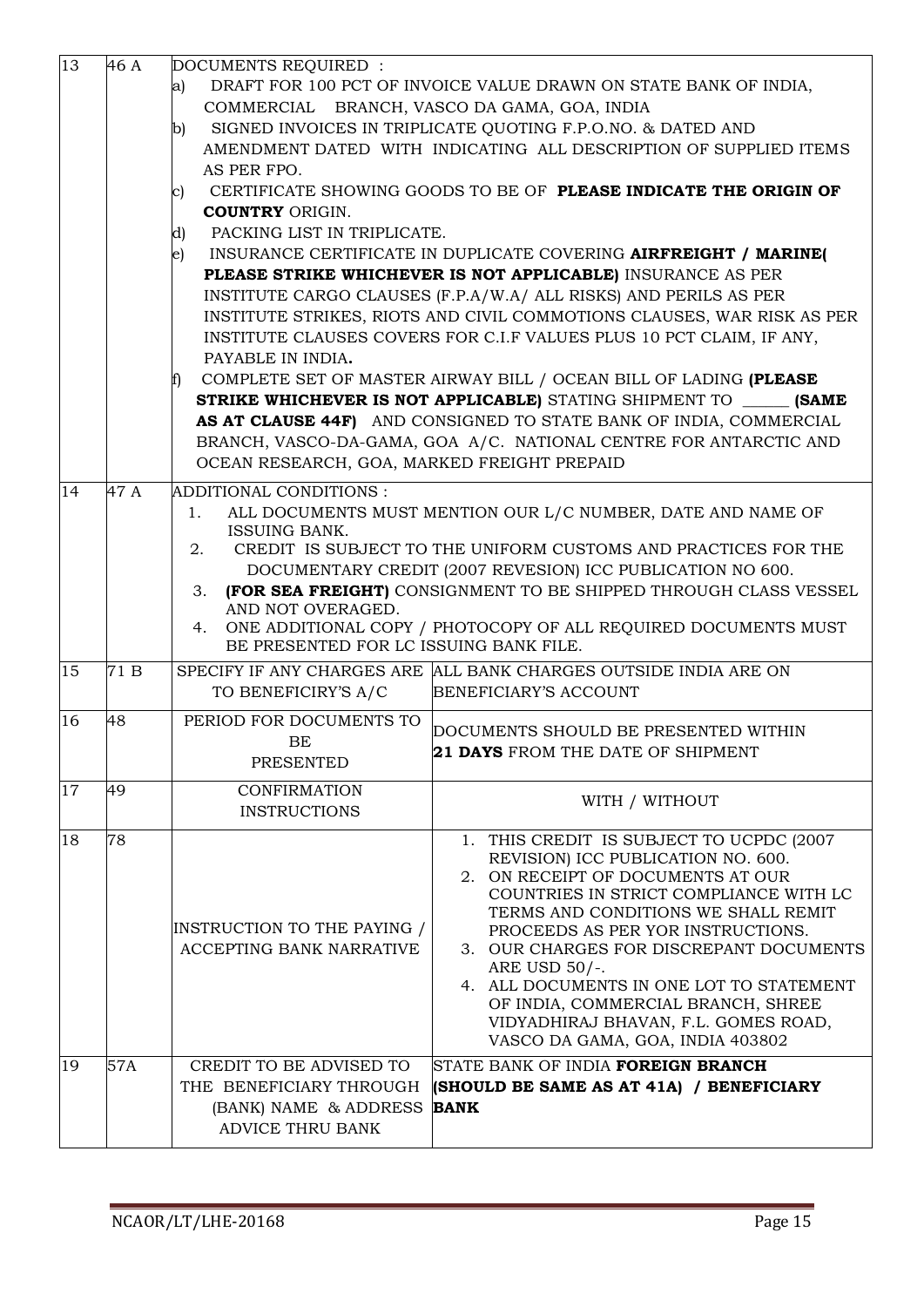| 13 | 46 A | DOCUMENTS REQUIRED :<br>a) DRAFT FOR 100 PCT OF INVOICE VALUE DRAWN ON STATE BANK OF INDIA, COMMERCIAL BRANCH, VASCO DA GAMA, GOA, INDIA<br>b) SIGNED INVOICES IN TRIPLICATE QUOTING F.P.O.NO. & DATED AND AMENDMENT DATED WITH INDICATING ALL DESCRIPTION OF SUPPLIED ITEMS AS PER FPO.<br>c) CERTIFICATE SHOWING GOODS TO BE OF **PLEASE INDICATE THE ORIGIN OF COUNTRY** ORIGIN.<br>d) PACKING LIST IN TRIPLICATE.<br>e) INSURANCE CERTIFICATE IN DUPLICATE COVERING **AIRFREIGHT / MARINE( PLEASE STRIKE WHICHEVER IS NOT APPLICABLE)** INSURANCE AS PER INSTITUTE CARGO CLAUSES (F.P.A/W.A/ ALL RISKS) AND PERILS AS PER INSTITUTE STRIKES, RIOTS AND CIVIL COMMOTIONS CLAUSES, WAR RISK AS PER INSTITUTE CLAUSES COVERS FOR C.I.F VALUES PLUS 10 PCT CLAIM, IF ANY, PAYABLE IN INDIA.<br>f) COMPLETE SET OF MASTER AIRWAY BILL / OCEAN BILL OF LADING **(PLEASE STRIKE WHICHEVER IS NOT APPLICABLE)** STATING SHIPMENT TO ______ **(SAME AS AT CLAUSE 44F)** AND CONSIGNED TO STATE BANK OF INDIA, COMMERCIAL BRANCH, VASCO-DA-GAMA, GOA A/C. NATIONAL CENTRE FOR ANTARCTIC AND OCEAN RESEARCH, GOA, MARKED FREIGHT PREPAID | |
|---|---|---|---|
| 14 | 47 A | ADDITIONAL CONDITIONS :<br>1. ALL DOCUMENTS MUST MENTION OUR L/C NUMBER, DATE AND NAME OF ISSUING BANK.<br>2. CREDIT IS SUBJECT TO THE UNIFORM CUSTOMS AND PRACTICES FOR THE DOCUMENTARY CREDIT (2007 REVESION) ICC PUBLICATION NO 600.<br>3. **(FOR SEA FREIGHT)** CONSIGNMENT TO BE SHIPPED THROUGH CLASS VESSEL AND NOT OVERAGED.<br>4. ONE ADDITIONAL COPY / PHOTOCOPY OF ALL REQUIRED DOCUMENTS MUST BE PRESENTED FOR LC ISSUING BANK FILE. | |
| 15 | 71 B | SPECIFY IF ANY CHARGES ARE TO BENEFICIRY'S A/C | ALL BANK CHARGES OUTSIDE INDIA ARE ON BENEFICIARY'S ACCOUNT |
| 16 | 48 | PERIOD FOR DOCUMENTS TO BE PRESENTED | DOCUMENTS SHOULD BE PRESENTED WITHIN **21 DAYS** FROM THE DATE OF SHIPMENT |
| 17 | 49 | CONFIRMATION INSTRUCTIONS | WITH / WITHOUT |
| 18 | 78 | INSTRUCTION TO THE PAYING / ACCEPTING BANK NARRATIVE | 1. THIS CREDIT IS SUBJECT TO UCPDC (2007 REVISION) ICC PUBLICATION NO. 600.<br>2. ON RECEIPT OF DOCUMENTS AT OUR COUNTRIES IN STRICT COMPLIANCE WITH LC TERMS AND CONDITIONS WE SHALL REMIT PROCEEDS AS PER YOR INSTRUCTIONS.<br>3. OUR CHARGES FOR DISCREPANT DOCUMENTS ARE USD 50/-.<br>4. ALL DOCUMENTS IN ONE LOT TO STATEMENT OF INDIA, COMMERCIAL BRANCH, SHREE VIDYADHIRAJ BHAVAN, F.L. GOMES ROAD, VASCO DA GAMA, GOA, INDIA 403802 |
| 19 | 57A | CREDIT TO BE ADVISED TO THE BENEFICIARY THROUGH (BANK) NAME & ADDRESS ADVICE THRU BANK | STATE BANK OF INDIA **FOREIGN BRANCH (SHOULD BE SAME AS AT 41A) / BENEFICIARY BANK** |

NCAOR/LT/LHE-20168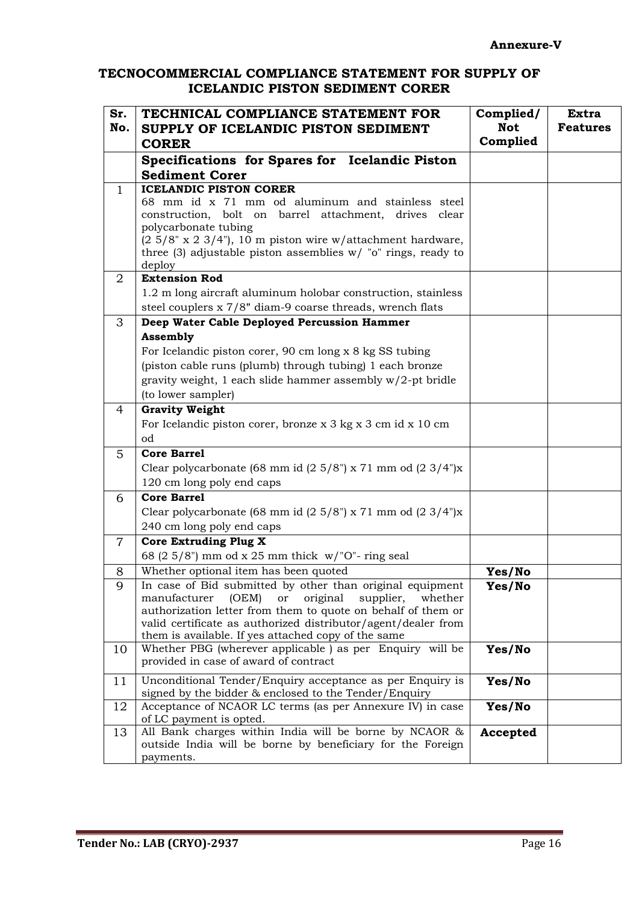**Annexure-V**

## TECNOCOMMERCIAL COMPLIANCE STATEMENT FOR SUPPLY OF ICELANDIC PISTON SEDIMENT CORER

| Sr. No. | TECHNICAL COMPLIANCE STATEMENT FOR SUPPLY OF ICELANDIC PISTON SEDIMENT CORER | Complied/ Not Complied | Extra Features |
|---|---|---|---|
| | **Specifications for Spares for Icelandic Piston Sediment Corer** | | |
| 1 | **ICELANDIC PISTON CORER** 68 mm id x 71 mm od aluminum and stainless steel construction, bolt on barrel attachment, drives clear polycarbonate tubing (2 5/8" x 2 3/4"), 10 m piston wire w/attachment hardware, three (3) adjustable piston assemblies w/ "o" rings, ready to deploy | | |
| 2 | **Extension Rod** 1.2 m long aircraft aluminum holobar construction, stainless steel couplers x 7/8" diam-9 coarse threads, wrench flats | | |
| 3 | **Deep Water Cable Deployed Percussion Hammer Assembly** For Icelandic piston corer, 90 cm long x 8 kg SS tubing (piston cable runs (plumb) through tubing) 1 each bronze gravity weight, 1 each slide hammer assembly w/2-pt bridle (to lower sampler) | | |
| 4 | **Gravity Weight** For Icelandic piston corer, bronze x 3 kg x 3 cm id x 10 cm od | | |
| 5 | **Core Barrel** Clear polycarbonate (68 mm id (2 5/8") x 71 mm od (2 3/4")x 120 cm long poly end caps | | |
| 6 | **Core Barrel** Clear polycarbonate (68 mm id (2 5/8") x 71 mm od (2 3/4")x 240 cm long poly end caps | | |
| 7 | **Core Extruding Plug X** 68 (2 5/8") mm od x 25 mm thick w/"O"- ring seal | | |
| 8 | Whether optional item has been quoted | **Yes/No** | |
| 9 | In case of Bid submitted by other than original equipment manufacturer (OEM) or original supplier, whether authorization letter from them to quote on behalf of them or valid certificate as authorized distributor/agent/dealer from them is available. If yes attached copy of the same | **Yes/No** | |
| 10 | Whether PBG (wherever applicable ) as per Enquiry will be provided in case of award of contract | **Yes/No** | |
| 11 | Unconditional Tender/Enquiry acceptance as per Enquiry is signed by the bidder & enclosed to the Tender/Enquiry | **Yes/No** | |
| 12 | Acceptance of NCAOR LC terms (as per Annexure IV) in case of LC payment is opted. | **Yes/No** | |
| 13 | All Bank charges within India will be borne by NCAOR & outside India will be borne by beneficiary for the Foreign payments. | **Accepted** | |

**Tender No.: LAB (CRYO)-2937**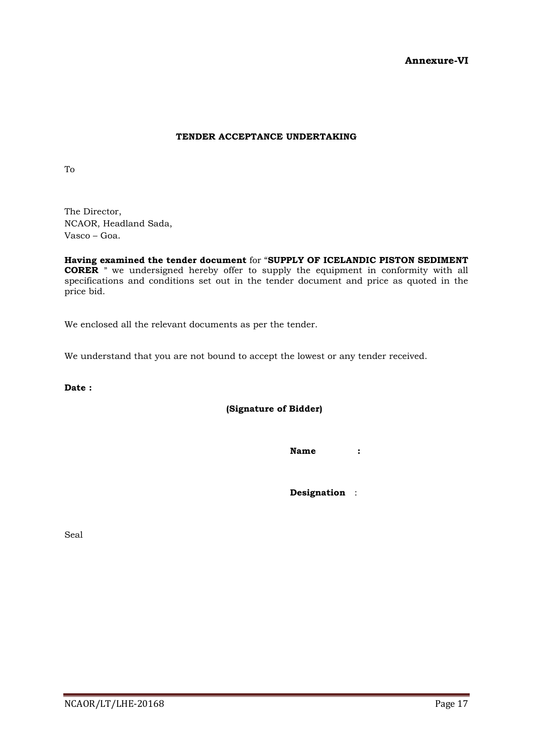**Annexure-VI**

**TENDER ACCEPTANCE UNDERTAKING**

To

The Director,
NCAOR, Headland Sada,
Vasco – Goa.

**Having examined the tender document** for "**SUPPLY OF ICELANDIC PISTON SEDIMENT CORER** " we undersigned hereby offer to supply the equipment in conformity with all specifications and conditions set out in the tender document and price as quoted in the price bid.

We enclosed all the relevant documents as per the tender.

We understand that you are not bound to accept the lowest or any tender received.

**Date :**

**(Signature of Bidder)**

**Name :**

**Designation** :

Seal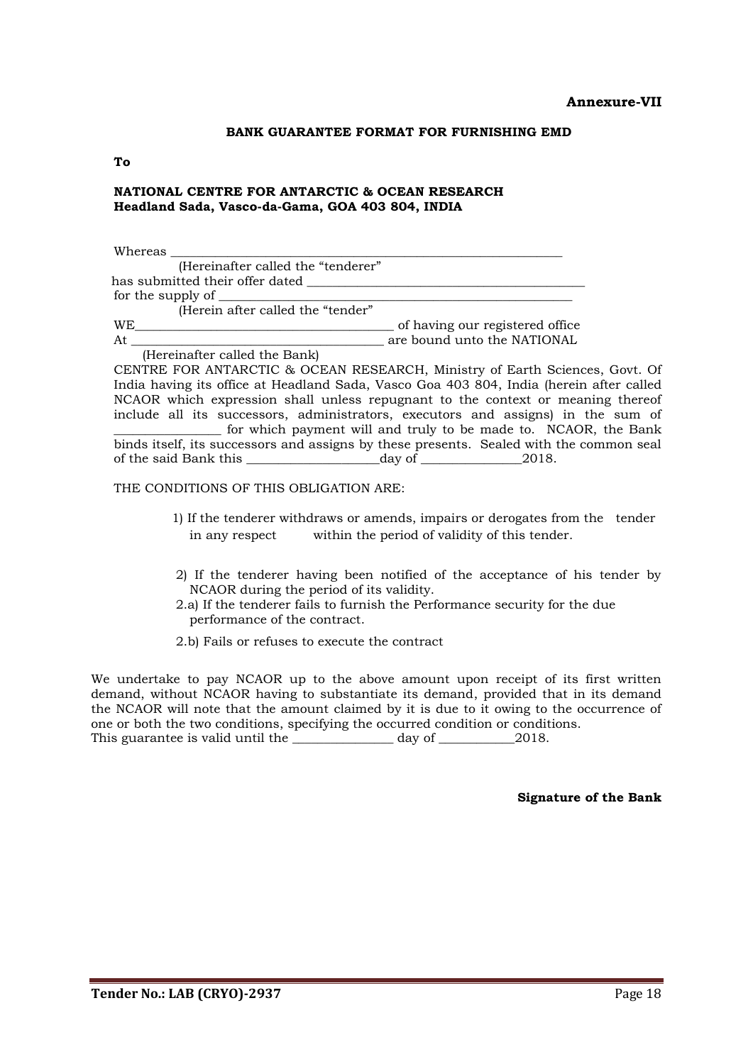**Annexure-VII**

**BANK GUARANTEE FORMAT FOR FURNISHING EMD**

**To**

**NATIONAL CENTRE FOR ANTARCTIC & OCEAN RESEARCH**
**Headland Sada, Vasco-da-Gama, GOA 403 804, INDIA**

Whereas ______________________________________________________________
(Hereinafter called the "tenderer"
has submitted their offer dated ____________________________________________
for the supply of ______________________________________________________
(Herein after called the "tender"
WE________________________________________ of having our registered office
At ______________________________________ are bound unto the NATIONAL
(Hereinafter called the Bank)
CENTRE FOR ANTARCTIC & OCEAN RESEARCH, Ministry of Earth Sciences, Govt. Of India having its office at Headland Sada, Vasco Goa 403 804, India (herein after called NCAOR which expression shall unless repugnant to the context or meaning thereof include all its successors, administrators, executors and assigns) in the sum of ________________ for which payment will and truly to be made to. NCAOR, the Bank binds itself, its successors and assigns by these presents. Sealed with the common seal of the said Bank this ____________________day of _______________2018.

THE CONDITIONS OF THIS OBLIGATION ARE:

1) If the tenderer withdraws or amends, impairs or derogates from the tender in any respect within the period of validity of this tender.

2) If the tenderer having been notified of the acceptance of his tender by NCAOR during the period of its validity.

2.a) If the tenderer fails to furnish the Performance security for the due performance of the contract.

2.b) Fails or refuses to execute the contract

We undertake to pay NCAOR up to the above amount upon receipt of its first written demand, without NCAOR having to substantiate its demand, provided that in its demand the NCAOR will note that the amount claimed by it is due to it owing to the occurrence of one or both the two conditions, specifying the occurred condition or conditions.
This guarantee is valid until the _______________ day of ___________2018.

**Signature of the Bank**